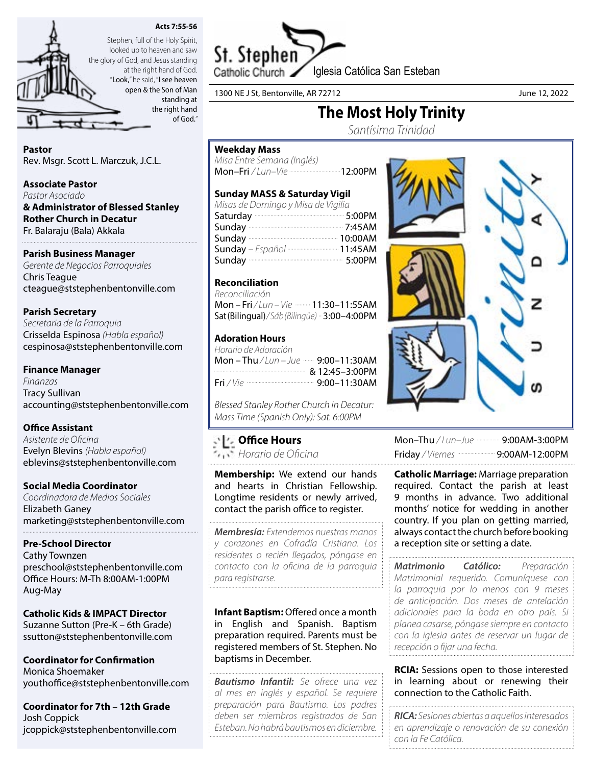**Acts 7:55-56**

Stephen, full of the Holy Spirit, looked up to heaven and saw the glory of God, and Jesus standing at the right hand of God. "Look," he said, "I see heaven open & the Son of Man standing at the right hand of God."

**Pastor**
Rev. Msgr. Scott L. Marczuk, J.C.L.

**Associate Pastor**
*Pastor Asociado*
**& Administrator of Blessed Stanley Rother Church in Decatur**
Fr. Balaraju (Bala) Akkala

**Parish Business Manager**
*Gerente de Negocios Parroquiales*
Chris Teague
cteague@ststephenbentonville.com

**Parish Secretary**
*Secretaria de la Parroquia*
Crisselda Espinosa *(Habla español)*
cespinosa@ststephenbentonville.com

**Finance Manager**
*Finanzas*
Tracy Sullivan
accounting@ststephenbentonville.com

**Office Assistant**
*Asistente de Oficina*
Evelyn Blevins *(Habla español)*
eblevins@ststephenbentonville.com

**Social Media Coordinator**
*Coordinadora de Medios Sociales*
Elizabeth Ganey
marketing@ststephenbentonville.com

**Pre-School Director**
Cathy Townzen
preschool@ststephenbentonville.com
Office Hours: M-Th 8:00AM-1:00PM
Aug-May

**Catholic Kids & IMPACT Director**
Suzanne Sutton (Pre-K – 6th Grade)
ssutton@ststephenbentonville.com

**Coordinator for Confirmation**
Monica Shoemaker
youthoffice@ststephenbentonville.com

**Coordinator for 7th – 12th Grade**
Josh Coppick
jcoppick@ststephenbentonville.com

# St. Stephen Catholic Church
Iglesia Católica San Esteban

1300 NE J St, Bentonville, AR 72712 — June 12, 2022

## The Most Holy Trinity
*Santísima Trinidad*

**Weekday Mass**
*Misa Entre Semana (Inglés)*
Mon–Fri / *Lun–Vie* ........ 12:00PM

**Sunday MASS & Saturday Vigil**
*Misas de Domingo y Misa de Vigilia*
Saturday ........ 5:00PM
Sunday ........ 7:45AM
Sunday ........ 10:00AM
Sunday – *Español* ........ 11:45AM
Sunday ........ 5:00PM

**Reconciliation**
*Reconciliación*
Mon – Fri / *Lun – Vie* ........ 11:30–11:55AM
Sat (Bilingual) / *Sáb (Bilingüe)* ........ 3:00–4:00PM

**Adoration Hours**
*Horario de Adoración*
Mon – Thu / *Lun – Jue* ........ 9:00–11:30AM & 12:45–3:00PM
Fri / *Vie* ........ 9:00–11:30AM

*Blessed Stanley Rother Church in Decatur: Mass Time (Spanish Only): Sat. 6:00PM*

Trinity SUNDAY

**Office Hours**
*Horario de Oficina*
Mon–Thu / *Lun–Jue* ........ 9:00AM-3:00PM
Friday / *Viernes* ........ 9:00AM-12:00PM

**Membership:** We extend our hands and hearts in Christian Fellowship. Longtime residents or newly arrived, contact the parish office to register.

***Membresía:*** *Extendemos nuestras manos y corazones en Cofradía Cristiana. Los residentes o recién llegados, póngase en contacto con la oficina de la parroquia para registrarse.*

**Infant Baptism:** Offered once a month in English and Spanish. Baptism preparation required. Parents must be registered members of St. Stephen. No baptisms in December.

***Bautismo Infantil:*** *Se ofrece una vez al mes en inglés y español. Se requiere preparación para Bautismo. Los padres deben ser miembros registrados de San Esteban. No habrá bautismos en diciembre.*

**Catholic Marriage:** Marriage preparation required. Contact the parish at least 9 months in advance. Two additional months' notice for wedding in another country. If you plan on getting married, always contact the church before booking a reception site or setting a date.

***Matrimonio Católico:*** *Preparación Matrimonial requerido. Comuníquese con la parroquia por lo menos con 9 meses de anticipación. Dos meses de antelación adicionales para la boda en otro país. Si planea casarse, póngase siempre en contacto con la iglesia antes de reservar un lugar de recepción o fijar una fecha.*

**RCIA:** Sessions open to those interested in learning about or renewing their connection to the Catholic Faith.

***RICA:*** *Sesiones abiertas a aquellos interesados en aprendizaje o renovación de su conexión con la Fe Católica.*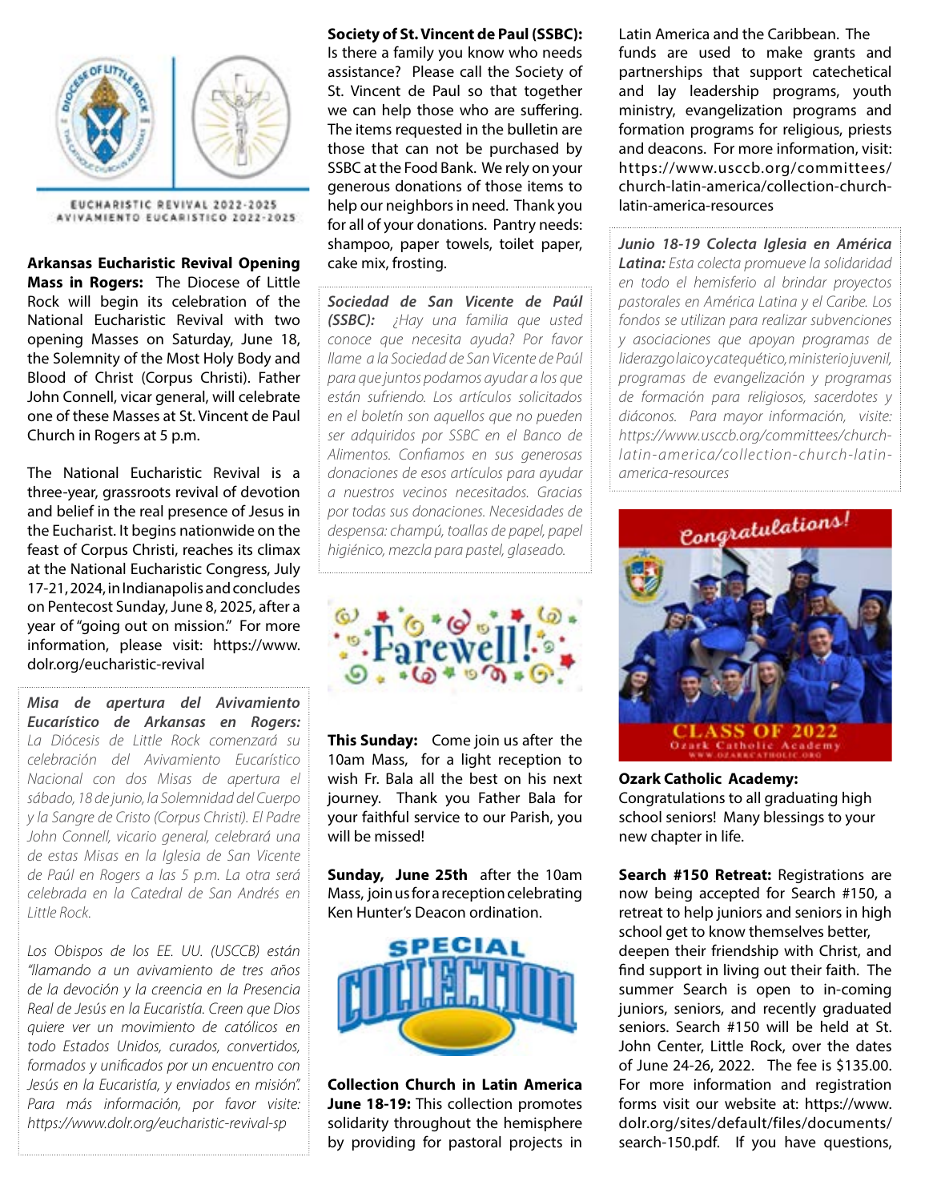EUCHARISTIC REVIVAL 2022-2025
AVIVAMIENTO EUCARISTICO 2022-2025

**Arkansas Eucharistic Revival Opening Mass in Rogers:** The Diocese of Little Rock will begin its celebration of the National Eucharistic Revival with two opening Masses on Saturday, June 18, the Solemnity of the Most Holy Body and Blood of Christ (Corpus Christi). Father John Connell, vicar general, will celebrate one of these Masses at St. Vincent de Paul Church in Rogers at 5 p.m.

The National Eucharistic Revival is a three-year, grassroots revival of devotion and belief in the real presence of Jesus in the Eucharist. It begins nationwide on the feast of Corpus Christi, reaches its climax at the National Eucharistic Congress, July 17-21, 2024, in Indianapolis and concludes on Pentecost Sunday, June 8, 2025, after a year of "going out on mission." For more information, please visit: https://www.dolr.org/eucharistic-revival

***Misa de apertura del Avivamiento Eucarístico de Arkansas en Rogers:*** *La Diócesis de Little Rock comenzará su celebración del Avivamiento Eucarístico Nacional con dos Misas de apertura el sábado, 18 de junio, la Solemnidad del Cuerpo y la Sangre de Cristo (Corpus Christi). El Padre John Connell, vicario general, celebrará una de estas Misas en la Iglesia de San Vicente de Paúl en Rogers a las 5 p.m. La otra será celebrada en la Catedral de San Andrés en Little Rock.*

*Los Obispos de los EE. UU. (USCCB) están "llamando a un avivamiento de tres años de la devoción y la creencia en la Presencia Real de Jesús en la Eucaristía. Creen que Dios quiere ver un movimiento de católicos en todo Estados Unidos, curados, convertidos, formados y unificados por un encuentro con Jesús en la Eucaristía, y enviados en misión". Para más información, por favor visite: https://www.dolr.org/eucharistic-revival-sp*

**Society of St. Vincent de Paul (SSBC):** Is there a family you know who needs assistance? Please call the Society of St. Vincent de Paul so that together we can help those who are suffering. The items requested in the bulletin are those that can not be purchased by SSBC at the Food Bank. We rely on your generous donations of those items to help our neighbors in need. Thank you for all of your donations. Pantry needs: shampoo, paper towels, toilet paper, cake mix, frosting.

***Sociedad de San Vicente de Paúl (SSBC):*** *¿Hay una familia que usted conoce que necesita ayuda? Por favor llame a la Sociedad de San Vicente de Paúl para que juntos podamos ayudar a los que están sufriendo. Los artículos solicitados en el boletín son aquellos que no pueden ser adquiridos por SSBC en el Banco de Alimentos. Confiamos en sus generosas donaciones de esos artículos para ayudar a nuestros vecinos necesitados. Gracias por todas sus donaciones. Necesidades de despensa: champú, toallas de papel, papel higiénico, mezcla para pastel, glaseado.*

Farewell!

**This Sunday:** Come join us after the 10am Mass, for a light reception to wish Fr. Bala all the best on his next journey. Thank you Father Bala for your faithful service to our Parish, you will be missed!

**Sunday, June 25th** after the 10am Mass, join us for a reception celebrating Ken Hunter's Deacon ordination.

SPECIAL COLLECTION

**Collection Church in Latin America June 18-19:** This collection promotes solidarity throughout the hemisphere by providing for pastoral projects in Latin America and the Caribbean. The funds are used to make grants and partnerships that support catechetical and lay leadership programs, youth ministry, evangelization programs and formation programs for religious, priests and deacons. For more information, visit: https://www.usccb.org/committees/church-latin-america/collection-church-latin-america-resources

***Junio 18-19 Colecta Iglesia en América Latina:*** *Esta colecta promueve la solidaridad en todo el hemisferio al brindar proyectos pastorales en América Latina y el Caribe. Los fondos se utilizan para realizar subvenciones y asociaciones que apoyan programas de liderazgo laico y catequético, ministerio juvenil, programas de evangelización y programas de formación para religiosos, sacerdotes y diáconos. Para mayor información, visite: https://www.usccb.org/committees/church-latin-america/collection-church-latin-america-resources*

Congratulations!
CLASS OF 2022
Ozark Catholic Academy
WWW.OZARKCATHOLIC.ORG

**Ozark Catholic Academy:**
Congratulations to all graduating high school seniors! Many blessings to your new chapter in life.

**Search #150 Retreat:** Registrations are now being accepted for Search #150, a retreat to help juniors and seniors in high school get to know themselves better, deepen their friendship with Christ, and find support in living out their faith. The summer Search is open to in-coming juniors, seniors, and recently graduated seniors. Search #150 will be held at St. John Center, Little Rock, over the dates of June 24-26, 2022. The fee is $135.00. For more information and registration forms visit our website at: https://www.dolr.org/sites/default/files/documents/search-150.pdf. If you have questions,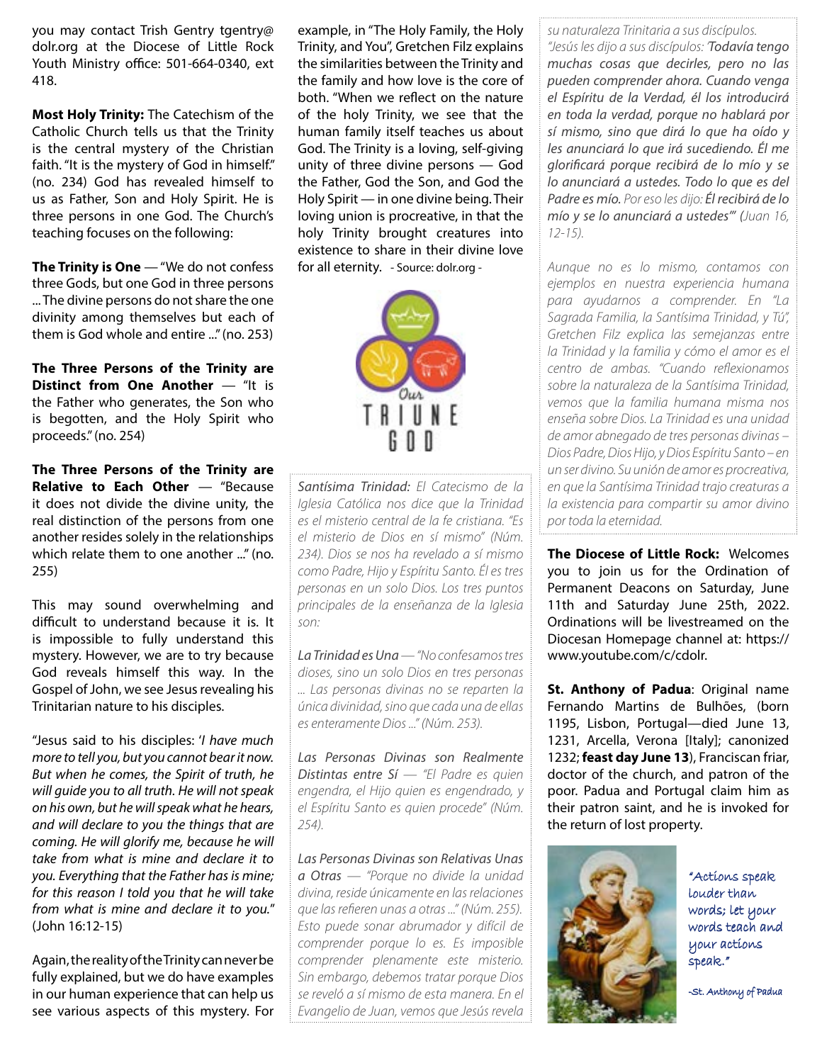you may contact Trish Gentry tgentry@dolr.org at the Diocese of Little Rock Youth Ministry office: 501-664-0340, ext 418.

**Most Holy Trinity:** The Catechism of the Catholic Church tells us that the Trinity is the central mystery of the Christian faith. "It is the mystery of God in himself." (no. 234) God has revealed himself to us as Father, Son and Holy Spirit. He is three persons in one God. The Church's teaching focuses on the following:

**The Trinity is One** — "We do not confess three Gods, but one God in three persons ... The divine persons do not share the one divinity among themselves but each of them is God whole and entire ..." (no. 253)

**The Three Persons of the Trinity are Distinct from One Another** — "It is the Father who generates, the Son who is begotten, and the Holy Spirit who proceeds." (no. 254)

**The Three Persons of the Trinity are Relative to Each Other** — "Because it does not divide the divine unity, the real distinction of the persons from one another resides solely in the relationships which relate them to one another ..." (no. 255)

This may sound overwhelming and difficult to understand because it is. It is impossible to fully understand this mystery. However, we are to try because God reveals himself this way. In the Gospel of John, we see Jesus revealing his Trinitarian nature to his disciples.

"Jesus said to his disciples: '*I have much more to tell you, but you cannot bear it now. But when he comes, the Spirit of truth, he will guide you to all truth. He will not speak on his own, but he will speak what he hears, and will declare to you the things that are coming. He will glorify me, because he will take from what is mine and declare it to you. Everything that the Father has is mine; for this reason I told you that he will take from what is mine and declare it to you.*" (John 16:12-15)

Again, the reality of the Trinity can never be fully explained, but we do have examples in our human experience that can help us see various aspects of this mystery. For example, in "The Holy Family, the Holy Trinity, and You", Gretchen Filz explains the similarities between the Trinity and the family and how love is the core of both. "When we reflect on the nature of the holy Trinity, we see that the human family itself teaches us about God. The Trinity is a loving, self-giving unity of three divine persons — God the Father, God the Son, and God the Holy Spirit — in one divine being. Their loving union is procreative, in that the holy Trinity brought creatures into existence to share in their divine love for all eternity. - Source: dolr.org -

Our TRIUNE GOD

*Santísima Trinidad: El Catecismo de la Iglesia Católica nos dice que la Trinidad es el misterio central de la fe cristiana. "Es el misterio de Dios en sí mismo" (Núm. 234). Dios se nos ha revelado a sí mismo como Padre, Hijo y Espíritu Santo. Él es tres personas en un solo Dios. Los tres puntos principales de la enseñanza de la Iglesia son:*

*La Trinidad es Una — "No confesamos tres dioses, sino un solo Dios en tres personas ... Las personas divinas no se reparten la única divinidad, sino que cada una de ellas es enteramente Dios ..." (Núm. 253).*

*Las Personas Divinas son Realmente Distintas entre Sí — "El Padre es quien engendra, el Hijo quien es engendrado, y el Espíritu Santo es quien procede" (Núm. 254).*

*Las Personas Divinas son Relativas Unas a Otras — "Porque no divide la unidad divina, reside únicamente en las relaciones que las refieren unas a otras ..." (Núm. 255). Esto puede sonar abrumador y difícil de comprender porque lo es. Es imposible comprender plenamente este misterio. Sin embargo, debemos tratar porque Dios se reveló a sí mismo de esta manera. En el Evangelio de Juan, vemos que Jesús revela su naturaleza Trinitaria a sus discípulos.*

*"Jesús les dijo a sus discípulos: '**Todavía tengo muchas cosas que decirles, pero no las pueden comprender ahora. Cuando venga el Espíritu de la Verdad, él los introducirá en toda la verdad, porque no hablará por sí mismo, sino que dirá lo que ha oído y les anunciará lo que irá sucediendo. Él me glorificará porque recibirá de lo mío y se lo anunciará a ustedes. Todo lo que es del Padre es mío.** Por eso les dijo: **Él recibirá de lo mío y se lo anunciará a ustedes**'" (Juan 16, 12-15).*

*Aunque no es lo mismo, contamos con ejemplos en nuestra experiencia humana para ayudarnos a comprender. En "La Sagrada Familia, la Santísima Trinidad, y Tú", Gretchen Filz explica las semejanzas entre la Trinidad y la familia y cómo el amor es el centro de ambas. "Cuando reflexionamos sobre la naturaleza de la Santísima Trinidad, vemos que la familia humana misma nos enseña sobre Dios. La Trinidad es una unidad de amor abnegado de tres personas divinas – Dios Padre, Dios Hijo, y Dios Espíritu Santo – en un ser divino. Su unión de amor es procreativa, en que la Santísima Trinidad trajo creaturas a la existencia para compartir su amor divino por toda la eternidad.*

**The Diocese of Little Rock:** Welcomes you to join us for the Ordination of Permanent Deacons on Saturday, June 11th and Saturday June 25th, 2022. Ordinations will be livestreamed on the Diocesan Homepage channel at: https://www.youtube.com/c/cdolr.

**St. Anthony of Padua**: Original name Fernando Martins de Bulhões, (born 1195, Lisbon, Portugal—died June 13, 1231, Arcella, Verona [Italy]; canonized 1232; **feast day June 13**), Franciscan friar, doctor of the church, and patron of the poor. Padua and Portugal claim him as their patron saint, and he is invoked for the return of lost property.

"Actions speak louder than words; let your words teach and your actions speak."

-St. Anthony of Padua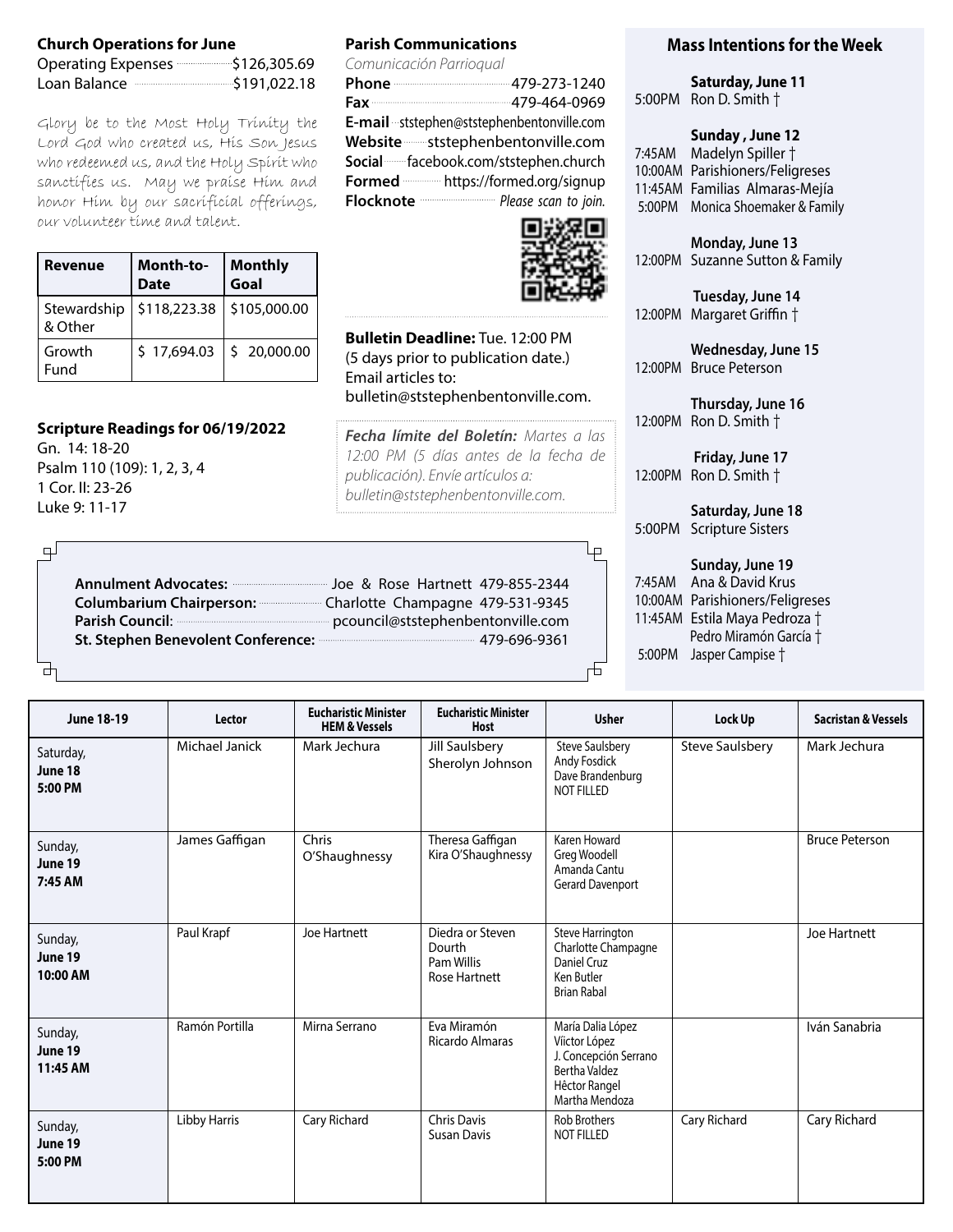## Church Operations for June

Operating Expenses ........ \$126,305.69
Loan Balance ........ \$191,022.18

Glory be to the Most Holy Trinity the Lord God who created us, His Son Jesus who redeemed us, and the Holy Spirit who sanctifies us. May we praise Him and honor Him by our sacrificial offerings, our volunteer time and talent.

| Revenue | Month-to-Date | Monthly Goal |
|---|---|---|
| Stewardship & Other | \$118,223.38 | \$105,000.00 |
| Growth Fund | \$ 17,694.03 | \$ 20,000.00 |

## Scripture Readings for 06/19/2022

Gn. 14: 18-20
Psalm 110 (109): 1, 2, 3, 4
1 Cor. ll: 23-26
Luke 9: 11-17

## Parish Communications

*Comunicación Parrioqual*

**Phone** ........ 479-273-1240
**Fax** ........ 479-464-0969
**E-mail** ststephen@ststephenbentonville.com
**Website** ........ ststephenbentonville.com
**Social** ........ facebook.com/ststephen.church
**Formed** ........ https://formed.org/signup
**Flocknote** ........ *Please scan to join.*

**Bulletin Deadline:** Tue. 12:00 PM (5 days prior to publication date.) Email articles to: bulletin@ststephenbentonville.com.

***Fecha límite del Boletín:*** *Martes a las 12:00 PM (5 días antes de la fecha de publicación). Envíe artículos a: bulletin@ststephenbentonville.com.*

## Mass Intentions for the Week

**Saturday, June 11**
5:00PM Ron D. Smith †

**Sunday , June 12**
7:45AM Madelyn Spiller †
10:00AM Parishioners/Feligreses
11:45AM Familias Almaras-Mejía
5:00PM Monica Shoemaker & Family

**Monday, June 13**
12:00PM Suzanne Sutton & Family

**Tuesday, June 14**
12:00PM Margaret Griffin †

**Wednesday, June 15**
12:00PM Bruce Peterson

**Thursday, June 16**
12:00PM Ron D. Smith †

**Friday, June 17**
12:00PM Ron D. Smith †

**Saturday, June 18**
5:00PM Scripture Sisters

**Sunday, June 19**
7:45AM Ana & David Krus
10:00AM Parishioners/Feligreses
11:45AM Estila Maya Pedroza †
Pedro Miramón García †
5:00PM Jasper Campise †

**Annulment Advocates:** ........ Joe & Rose Hartnett 479-855-2344
**Columbarium Chairperson:** ........ Charlotte Champagne 479-531-9345
**Parish Council**: ........ pcouncil@ststephenbentonville.com
**St. Stephen Benevolent Conference:** ........ 479-696-9361

| June 18-19 | Lector | Eucharistic Minister HEM & Vessels | Eucharistic Minister Host | Usher | Lock Up | Sacristan & Vessels |
|---|---|---|---|---|---|---|
| Saturday, **June 18 5:00 PM** | Michael Janick | Mark Jechura | Jill Saulsbery<br>Sherolyn Johnson | Steve Saulsbery<br>Andy Fosdick<br>Dave Brandenburg<br>NOT FILLED | Steve Saulsbery | Mark Jechura |
| Sunday, **June 19 7:45 AM** | James Gaffigan | Chris O'Shaughnessy | Theresa Gaffigan<br>Kira O'Shaughnessy | Karen Howard<br>Greg Woodell<br>Amanda Cantu<br>Gerard Davenport | | Bruce Peterson |
| Sunday, **June 19 10:00 AM** | Paul Krapf | Joe Hartnett | Diedra or Steven Dourth<br>Pam Willis<br>Rose Hartnett | Steve Harrington<br>Charlotte Champagne<br>Daniel Cruz<br>Ken Butler<br>Brian Rabal | | Joe Hartnett |
| Sunday, **June 19 11:45 AM** | Ramón Portilla | Mirna Serrano | Eva Miramón<br>Ricardo Almaras | María Dalia López<br>Víictor López<br>J. Concepción Serrano<br>Bertha Valdez<br>Héctor Rangel<br>Martha Mendoza | | Iván Sanabria |
| Sunday, **June 19 5:00 PM** | Libby Harris | Cary Richard | Chris Davis<br>Susan Davis | Rob Brothers<br>NOT FILLED | Cary Richard | Cary Richard |